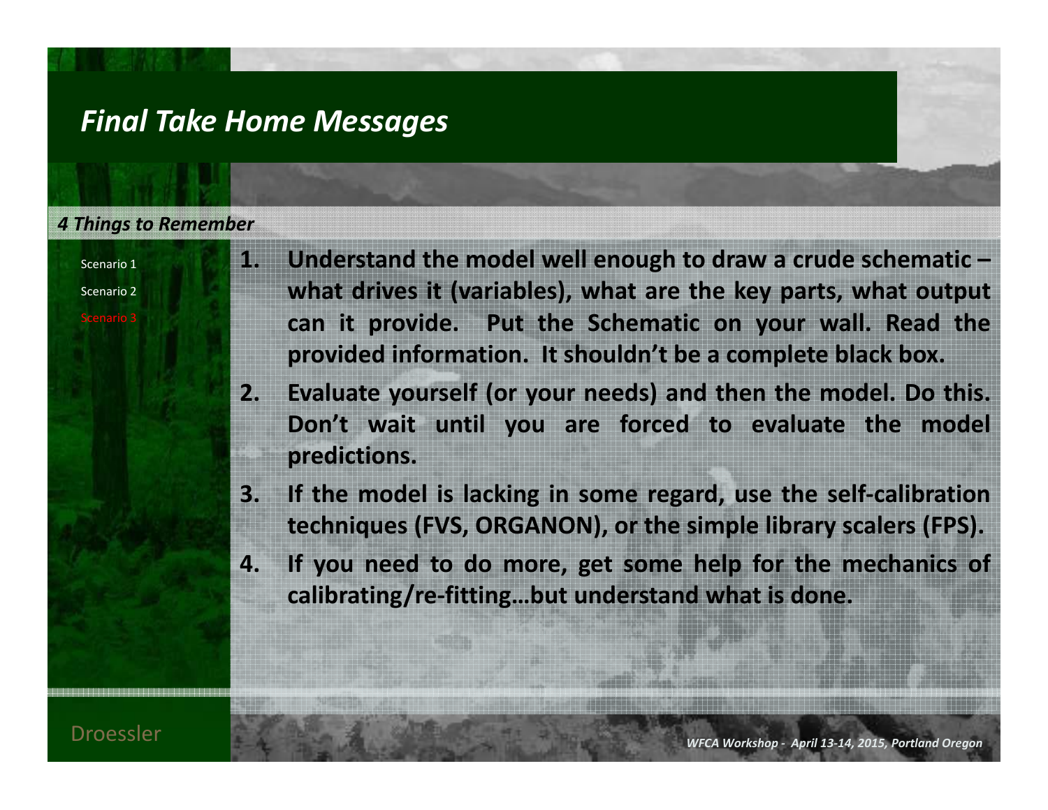# Final Take Home Messages

### 4 Things to Remember

- Scenario 1
- Scenario 2
- Scenario 3

1. **Understand the model well enough to draw a crude schematic – what drives it (variables), what are the key parts, what output can it provide. Put the Schematic on your wall. Read the provided information. It shouldn't be a complete black box.**
2. **Evaluate yourself (or your needs) and then the model. Do this. Don't wait until you are forced to evaluate the model predictions.**
3. **If the model is lacking in some regard, use the self-calibration techniques (FVS, ORGANON), or the simple library scalers (FPS).**
4. **If you need to do more, get some help for the mechanics of calibrating/re-fitting…but understand what is done.**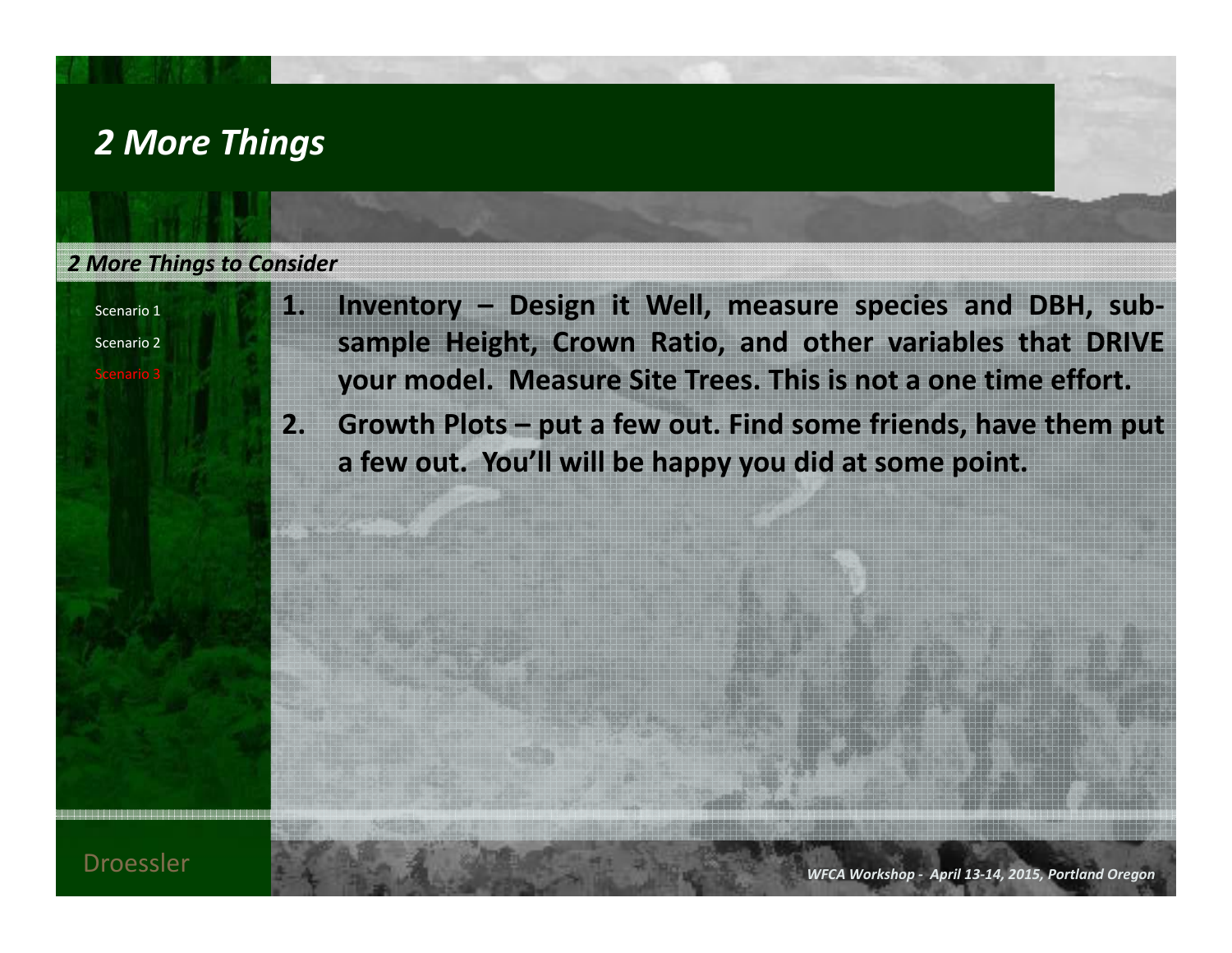# *2 More Things*

### *2 More Things to Consider*

- Scenario 1
- Scenario 2
- Scenario 3

1. **Inventory – Design it Well, measure species and DBH, sub-sample Height, Crown Ratio, and other variables that DRIVE your model. Measure Site Trees. This is not a one time effort.**
2. **Growth Plots – put a few out. Find some friends, have them put a few out. You'll will be happy you did at some point.**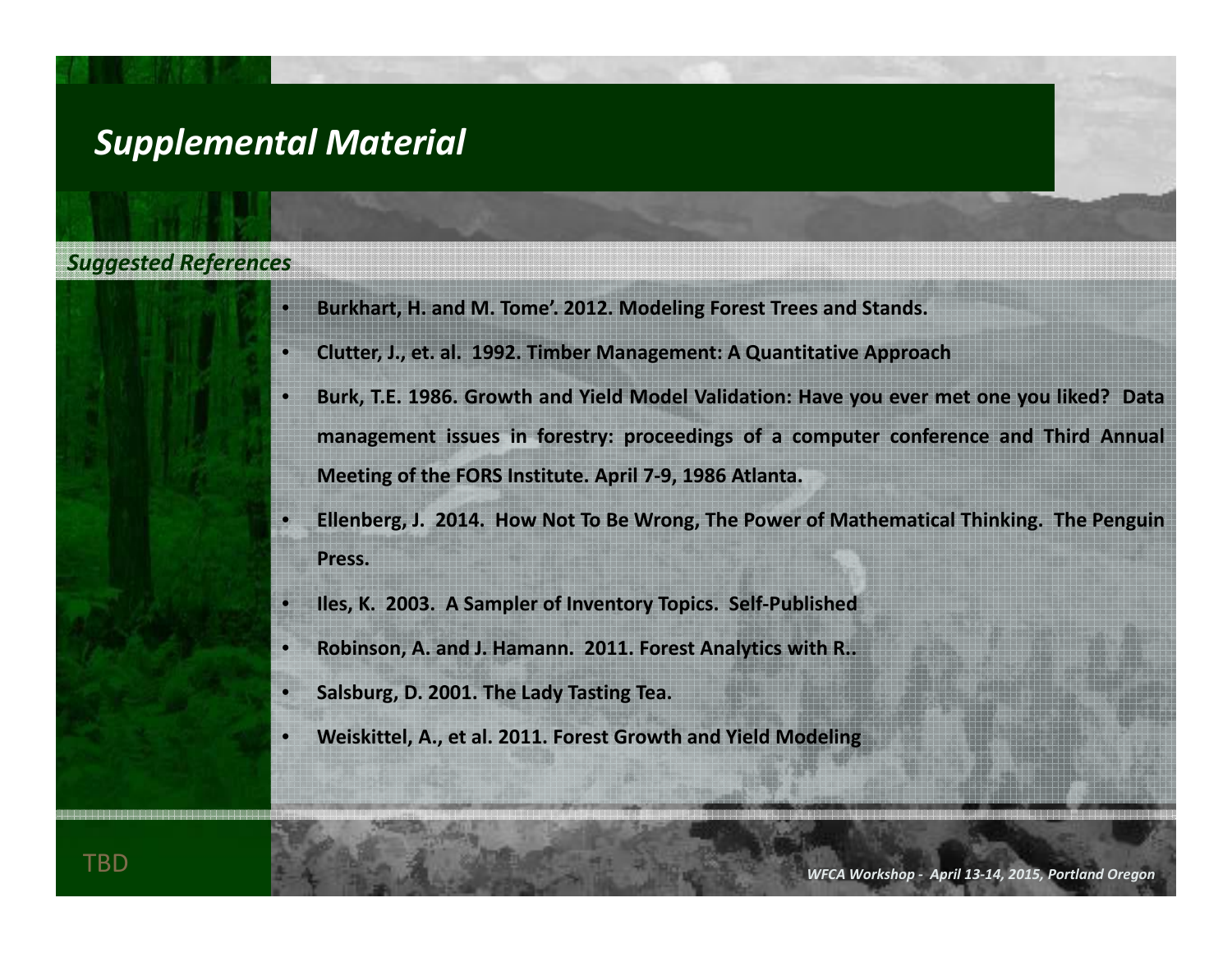# Supplemental Material

## Suggested References

- **Burkhart, H. and M. Tome'. 2012. Modeling Forest Trees and Stands.**
- **Clutter, J., et. al. 1992. Timber Management: A Quantitative Approach**
- **Burk, T.E. 1986. Growth and Yield Model Validation: Have you ever met one you liked? Data management issues in forestry: proceedings of a computer conference and Third Annual Meeting of the FORS Institute. April 7-9, 1986 Atlanta.**
- **Ellenberg, J. 2014. How Not To Be Wrong, The Power of Mathematical Thinking. The Penguin Press.**
- **Iles, K. 2003. A Sampler of Inventory Topics. Self-Published**
- **Robinson, A. and J. Hamann. 2011. Forest Analytics with R..**
- **Salsburg, D. 2001. The Lady Tasting Tea.**
- **Weiskittel, A., et al. 2011. Forest Growth and Yield Modeling**

TBD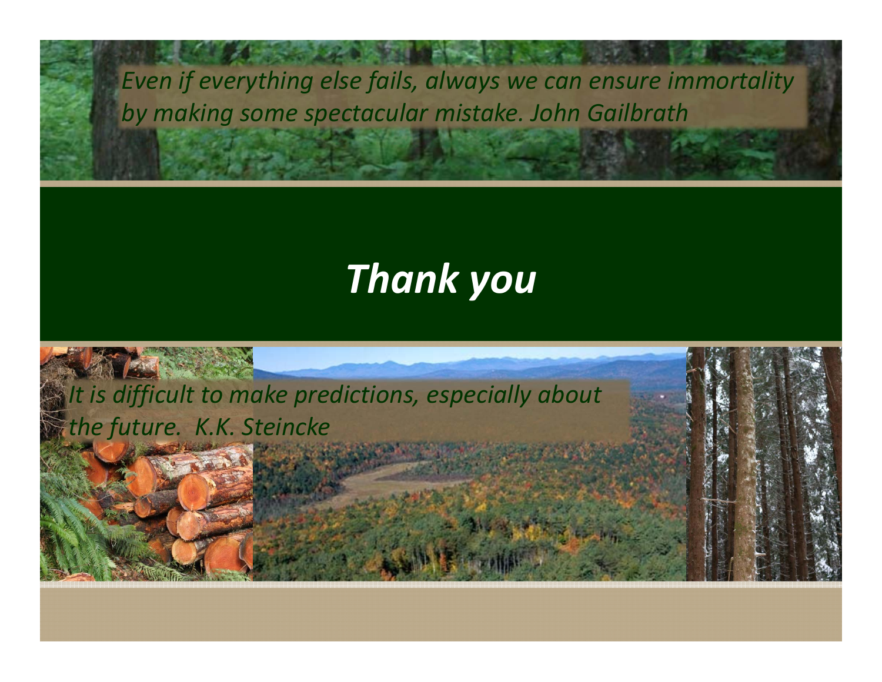*Even if everything else fails, always we can ensure immortality by making some spectacular mistake. John Gailbrath*

# *Thank you*

*It is difficult to make predictions, especially about the future.  K.K. Steincke*